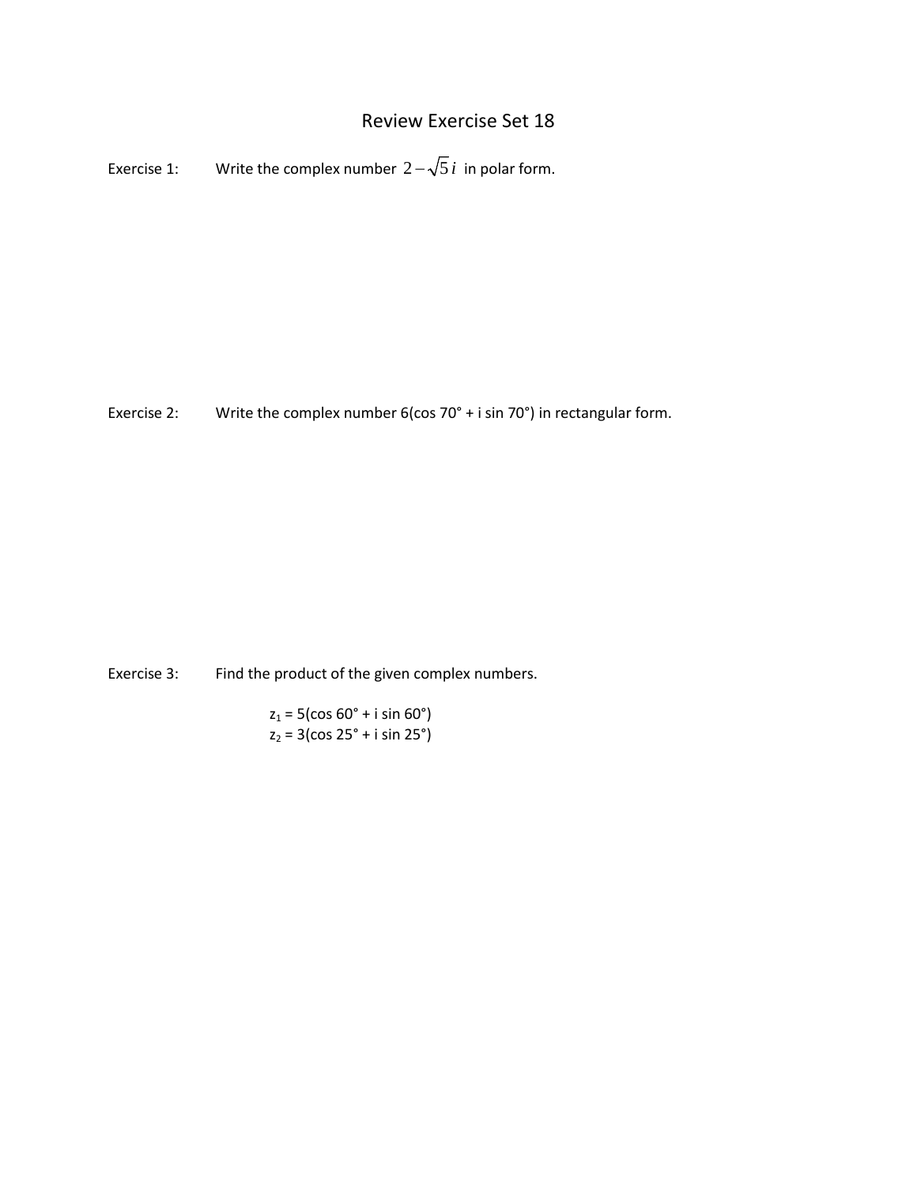# Review Exercise Set 18

Exercise 1: Write the complex number $2-\sqrt{5}i$ in polar form.

Exercise 2: Write the complex number $6(\cos 70° + i \sin 70°)$ in rectangular form.

Exercise 3: Find the product of the given complex numbers.

$z_1 = 5(\cos 60° + i \sin 60°)$
$z_2 = 3(\cos 25° + i \sin 25°)$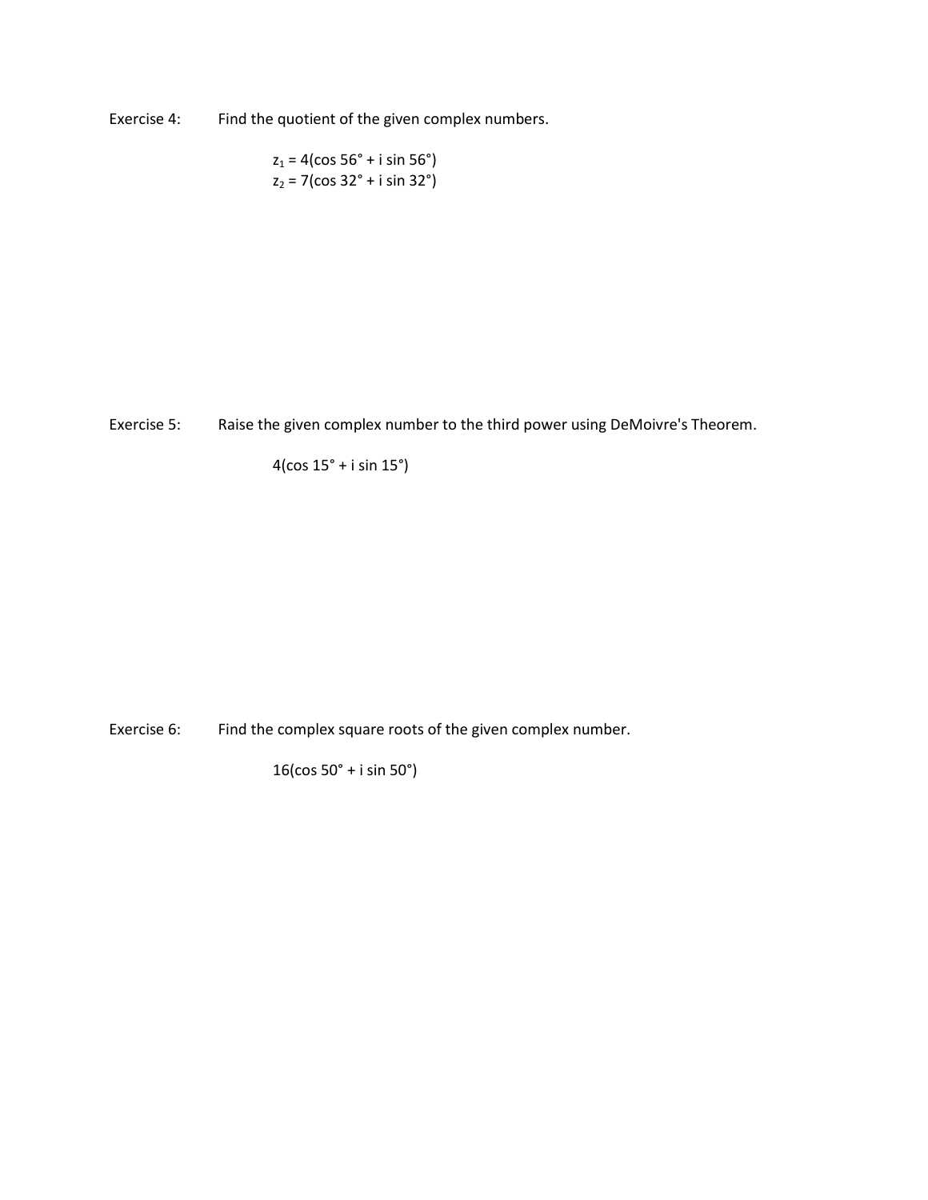Exercise 4: Find the quotient of the given complex numbers.

$z_1 = 4(\cos 56° + i \sin 56°)$
$z_2 = 7(\cos 32° + i \sin 32°)$

Exercise 5: Raise the given complex number to the third power using DeMoivre's Theorem.

$4(\cos 15° + i \sin 15°)$

Exercise 6: Find the complex square roots of the given complex number.

$16(\cos 50° + i \sin 50°)$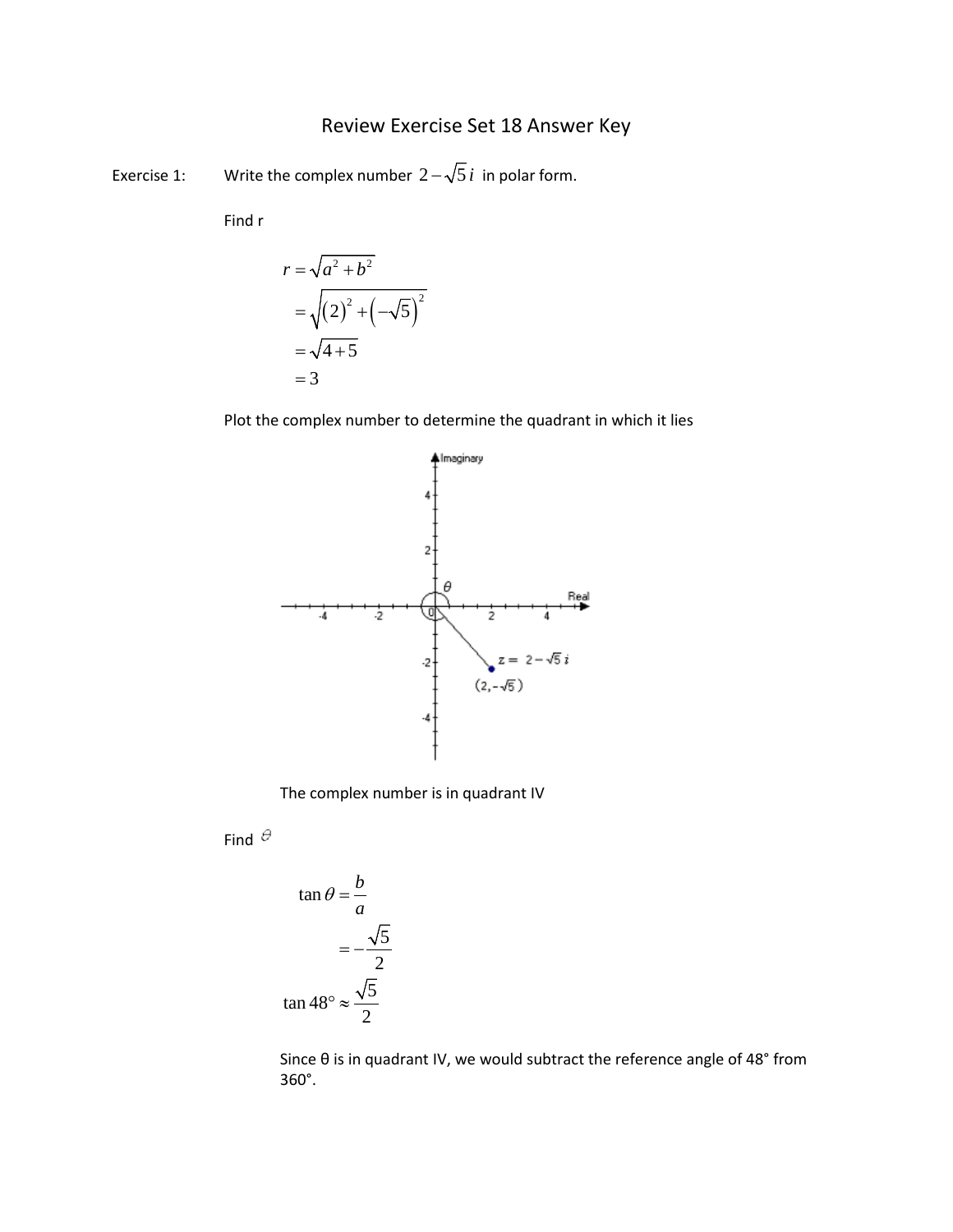# Review Exercise Set 18 Answer Key

Exercise 1: Write the complex number $2-\sqrt{5}i$ in polar form.

Find r

$$
\begin{aligned}
r &= \sqrt{a^2+b^2} \\
&= \sqrt{(2)^2+\left(-\sqrt{5}\right)^2} \\
&= \sqrt{4+5} \\
&= 3
\end{aligned}
$$

Plot the complex number to determine the quadrant in which it lies

The complex number is in quadrant IV

Find $\theta$

$$
\begin{aligned}
\tan\theta &= \frac{b}{a} \\
&= -\frac{\sqrt{5}}{2} \\
\tan 48^\circ &\approx \frac{\sqrt{5}}{2}
\end{aligned}
$$

Since θ is in quadrant IV, we would subtract the reference angle of 48° from 360°.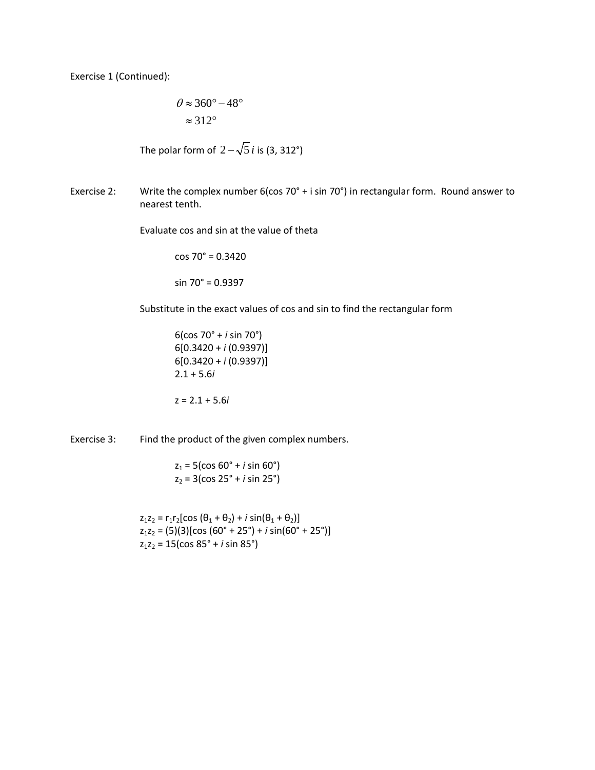Exercise 1 (Continued):

$$\theta \approx 360° - 48°$$
$$\approx 312°$$

The polar form of $2 - \sqrt{5}\,i$ is (3, 312°)

Exercise 2: Write the complex number 6(cos 70° + i sin 70°) in rectangular form. Round answer to nearest tenth.

Evaluate cos and sin at the value of theta

cos 70° = 0.3420

sin 70° = 0.9397

Substitute in the exact values of cos and sin to find the rectangular form

6(cos 70° + *i* sin 70°)
6[0.3420 + *i* (0.9397)]
6[0.3420 + *i* (0.9397)]
2.1 + 5.6*i*

z = 2.1 + 5.6*i*

Exercise 3: Find the product of the given complex numbers.

$z_1 = 5(\cos 60° + i \sin 60°)$
$z_2 = 3(\cos 25° + i \sin 25°)$

$z_1z_2 = r_1r_2[\cos(\theta_1 + \theta_2) + i \sin(\theta_1 + \theta_2)]$
$z_1z_2 = (5)(3)[\cos(60° + 25°) + i \sin(60° + 25°)]$
$z_1z_2 = 15(\cos 85° + i \sin 85°)$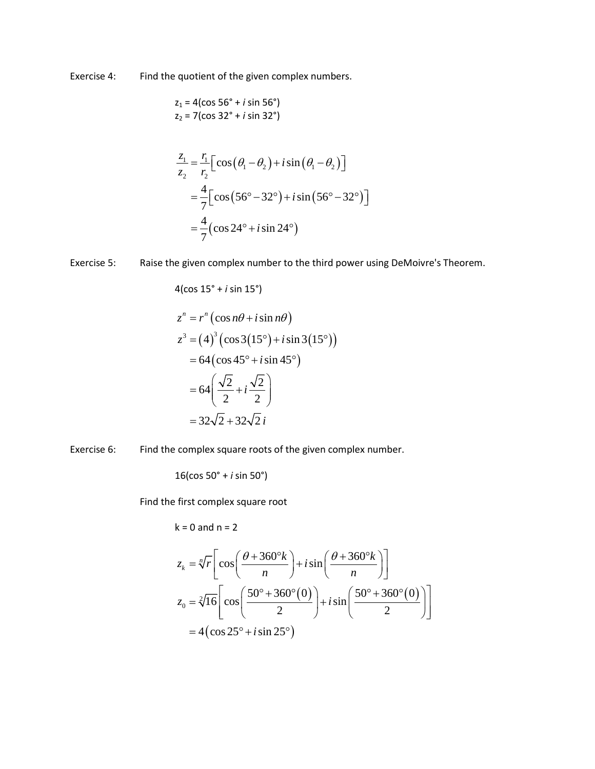Exercise 4: Find the quotient of the given complex numbers.

$z_1 = 4(\cos 56° + i \sin 56°)$
$z_2 = 7(\cos 32° + i \sin 32°)$

$$\begin{aligned}
\frac{z_1}{z_2} &= \frac{r_1}{r_2}\left[\cos(\theta_1 - \theta_2) + i\sin(\theta_1 - \theta_2)\right] \\
&= \frac{4}{7}\left[\cos(56° - 32°) + i\sin(56° - 32°)\right] \\
&= \frac{4}{7}(\cos 24° + i\sin 24°)
\end{aligned}$$

Exercise 5: Raise the given complex number to the third power using DeMoivre's Theorem.

$4(\cos 15° + i \sin 15°)$

$$\begin{aligned}
z^n &= r^n(\cos n\theta + i\sin n\theta) \\
z^3 &= (4)^3(\cos 3(15°) + i\sin 3(15°)) \\
&= 64(\cos 45° + i\sin 45°) \\
&= 64\left(\frac{\sqrt{2}}{2} + i\frac{\sqrt{2}}{2}\right) \\
&= 32\sqrt{2} + 32\sqrt{2}\,i
\end{aligned}$$

Exercise 6: Find the complex square roots of the given complex number.

$16(\cos 50° + i \sin 50°)$

Find the first complex square root

$k = 0$ and $n = 2$

$$\begin{aligned}
z_k &= \sqrt[n]{r}\left[\cos\left(\frac{\theta + 360°k}{n}\right) + i\sin\left(\frac{\theta + 360°k}{n}\right)\right] \\
z_0 &= \sqrt[2]{16}\left[\cos\left(\frac{50° + 360°(0)}{2}\right) + i\sin\left(\frac{50° + 360°(0)}{2}\right)\right] \\
&= 4(\cos 25° + i\sin 25°)
\end{aligned}$$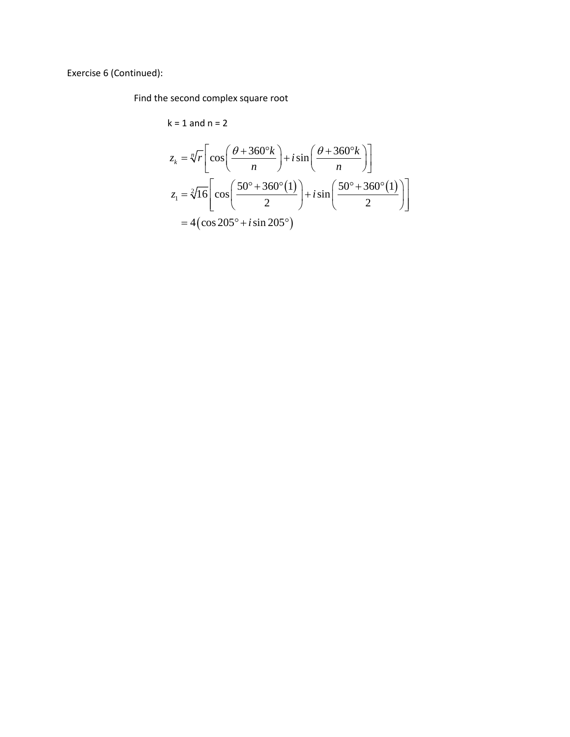Exercise 6 (Continued):

Find the second complex square root

k = 1 and n = 2

$$
\begin{aligned}
z_k &= \sqrt[n]{r}\left[\cos\left(\frac{\theta + 360°k}{n}\right) + i\sin\left(\frac{\theta + 360°k}{n}\right)\right] \\
z_1 &= \sqrt[2]{16}\left[\cos\left(\frac{50° + 360°(1)}{2}\right) + i\sin\left(\frac{50° + 360°(1)}{2}\right)\right] \\
&= 4\left(\cos 205° + i\sin 205°\right)
\end{aligned}
$$